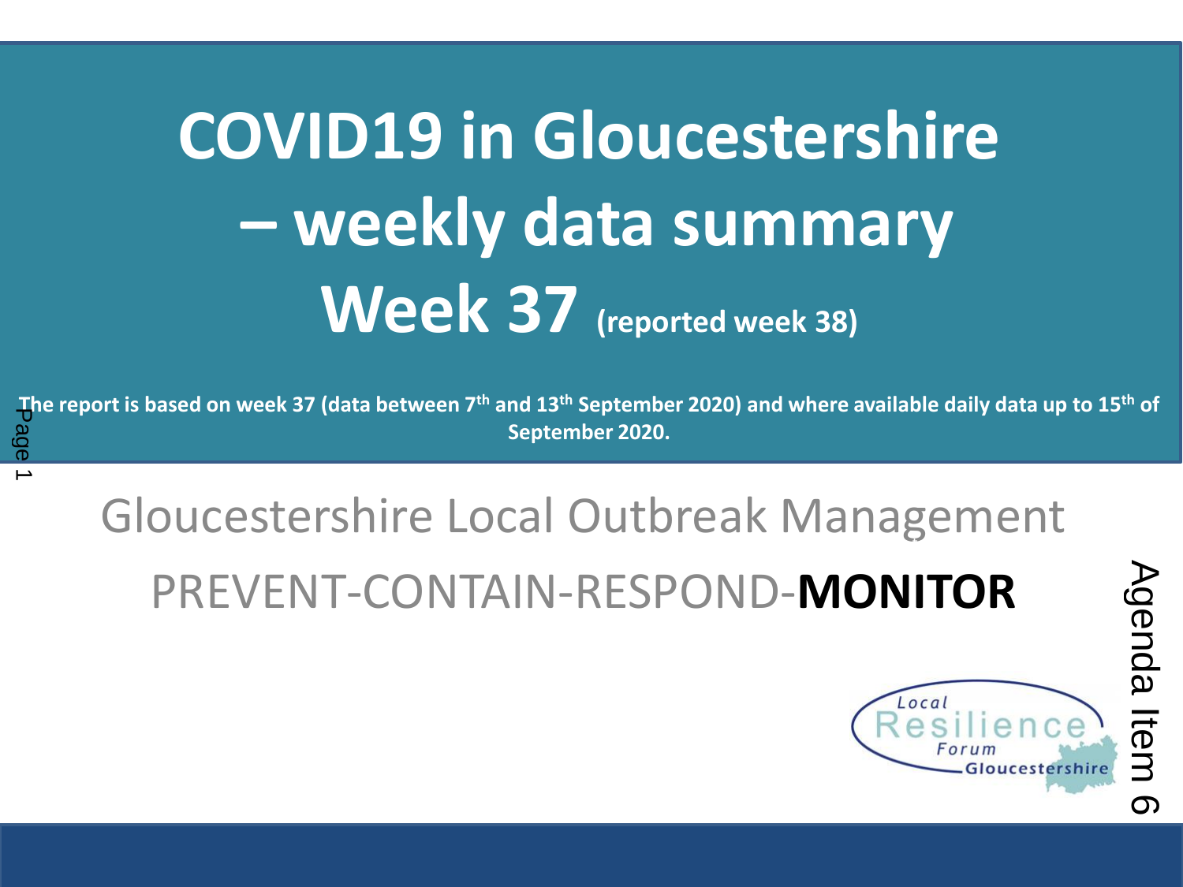# COVID19 in Gloucestershire – weekly data summary Week 37 (reported week 38)

**The report is based on week 37 (data between 7th and 13th September 2020) and where available daily data up to 15th of September 2020.**

Gloucestershire Local Outbreak Management

PREVENT-CONTAIN-RESPOND-**MONITOR**

Local Resilience Forum Gloucestershire

Agenda Item 6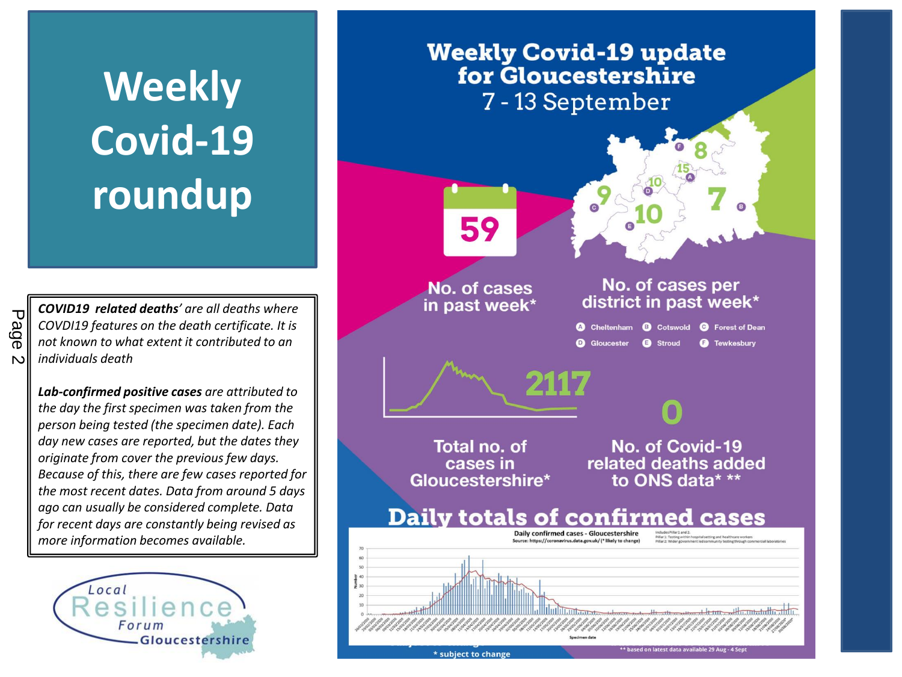# Weekly Covid-19 roundup

***COVID19 related deaths'*** *are all deaths where COVDI19 features on the death certificate. It is not known to what extent it contributed to an individuals death*

***Lab-confirmed positive cases*** *are attributed to the day the first specimen was taken from the person being tested (the specimen date). Each day new cases are reported, but the dates they originate from cover the previous few days. Because of this, there are few cases reported for the most recent dates. Data from around 5 days ago can usually be considered complete. Data for recent days are constantly being revised as more information becomes available.*

Local Resilience Forum Gloucestershire

## Weekly Covid-19 update for Gloucestershire

7 - 13 September

**59**

No. of cases in past week*

No. of cases per district in past week*

- A Cheltenham: 15
- B Cotswold: 7
- C Forest of Dean: 9
- D Gloucester: 10
- E Stroud: 10
- F Tewkesbury: 8

**2117**

Total no. of cases in Gloucestershire*

**0**

No. of Covid-19 related deaths added to ONS data* **

## Daily totals of confirmed cases

Daily confirmed cases - Gloucestershire

Source: https://coronavirus.data.gov.uk/ (* likely to change)

Includes Pillar 1 and 2.
Pillar 1: Testing within hospital setting and healthcare workers
Pillar 2: Wider government led community testing through commercial laboratories

\* subject to change

\*\* based on latest data available 29 Aug - 4 Sept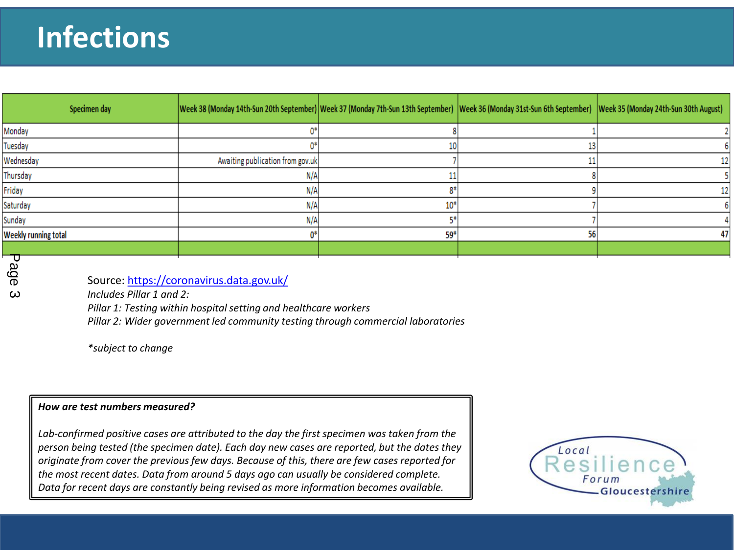# Infections

| Specimen day | Week 38 (Monday 14th-Sun 20th September) | Week 37 (Monday 7th-Sun 13th September) | Week 36 (Monday 31st-Sun 6th September) | Week 35 (Monday 24th-Sun 30th August) |
| --- | --- | --- | --- | --- |
| Monday | 0* | 8 | 1 | 2 |
| Tuesday | 0* | 10 | 13 | 6 |
| Wednesday | Awaiting publication from gov.uk | 7 | 11 | 12 |
| Thursday | N/A | 11 | 8 | 5 |
| Friday | N/A | 8* | 9 | 12 |
| Saturday | N/A | 10* | 7 | 6 |
| Sunday | N/A | 5* | 7 | 4 |
| **Weekly running total** | 0* | 59* | 56 | 47 |

Source: https://coronavirus.data.gov.uk/

*Includes Pillar 1 and 2:*

*Pillar 1: Testing within hospital setting and healthcare workers*

*Pillar 2: Wider government led community testing through commercial laboratories*

**subject to change*

***How are test numbers measured?***

*Lab-confirmed positive cases are attributed to the day the first specimen was taken from the person being tested (the specimen date). Each day new cases are reported, but the dates they originate from cover the previous few days. Because of this, there are few cases reported for the most recent dates. Data from around 5 days ago can usually be considered complete. Data for recent days are constantly being revised as more information becomes available.*

Local Resilience Forum Gloucestershire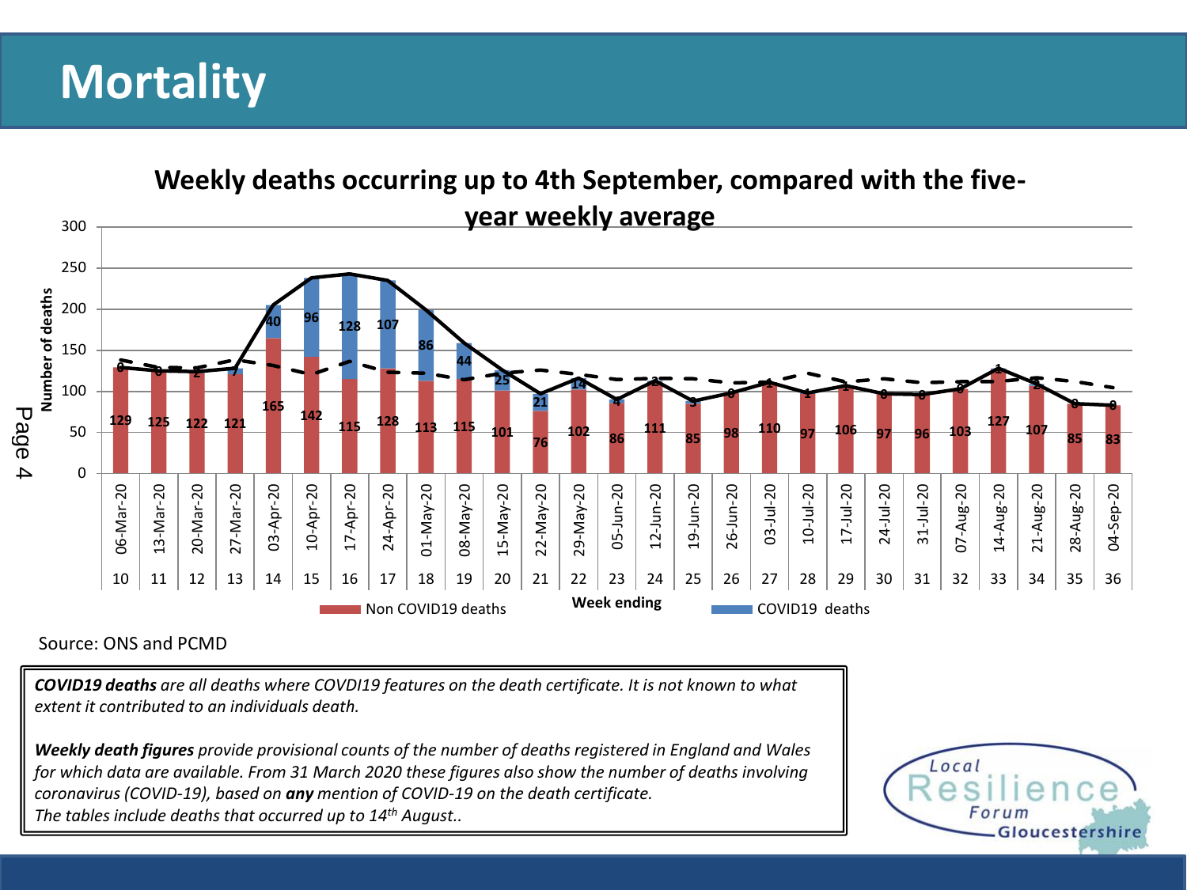# Mortality

## Weekly deaths occurring up to 4th September, compared with the five-year weekly average

| Week | Week ending | Non COVID19 deaths | COVID19 deaths |
|---|---|---|---|
| 10 | 06-Mar-20 | 129 | 0 |
| 11 | 13-Mar-20 | 125 | 0 |
| 12 | 20-Mar-20 | 122 | 2 |
| 13 | 27-Mar-20 | 121 | 7 |
| 14 | 03-Apr-20 | 165 | 40 |
| 15 | 10-Apr-20 | 142 | 96 |
| 16 | 17-Apr-20 | 115 | 128 |
| 17 | 24-Apr-20 | 128 | 107 |
| 18 | 01-May-20 | 113 | 86 |
| 19 | 08-May-20 | 115 | 44 |
| 20 | 15-May-20 | 101 | 25 |
| 21 | 22-May-20 | 76 | 21 |
| 22 | 29-May-20 | 102 | 14 |
| 23 | 05-Jun-20 | 86 | 4 |
| 24 | 12-Jun-20 | 111 | 2 |
| 25 | 19-Jun-20 | 85 | 3 |
| 26 | 26-Jun-20 | 98 | 0 |
| 27 | 03-Jul-20 | 110 | 1 |
| 28 | 10-Jul-20 | 97 | 1 |
| 29 | 17-Jul-20 | 106 | 1 |
| 30 | 24-Jul-20 | 97 | 0 |
| 31 | 31-Jul-20 | 96 | 0 |
| 32 | 07-Aug-20 | 103 | 0 |
| 33 | 14-Aug-20 | 127 | 1 |
| 34 | 21-Aug-20 | 107 | 2 |
| 35 | 28-Aug-20 | 85 | 0 |
| 36 | 04-Sep-20 | 83 | 0 |

Source: ONS and PCMD

***COVID19 deaths*** *are all deaths where COVDI19 features on the death certificate. It is not known to what extent it contributed to an individuals death.*

***Weekly death figures*** *provide provisional counts of the number of deaths registered in England and Wales for which data are available. From 31 March 2020 these figures also show the number of deaths involving coronavirus (COVID-19), based on* ***any*** *mention of COVID-19 on the death certificate.*
*The tables include deaths that occurred up to 14th August..*

Local Resilience Forum Gloucestershire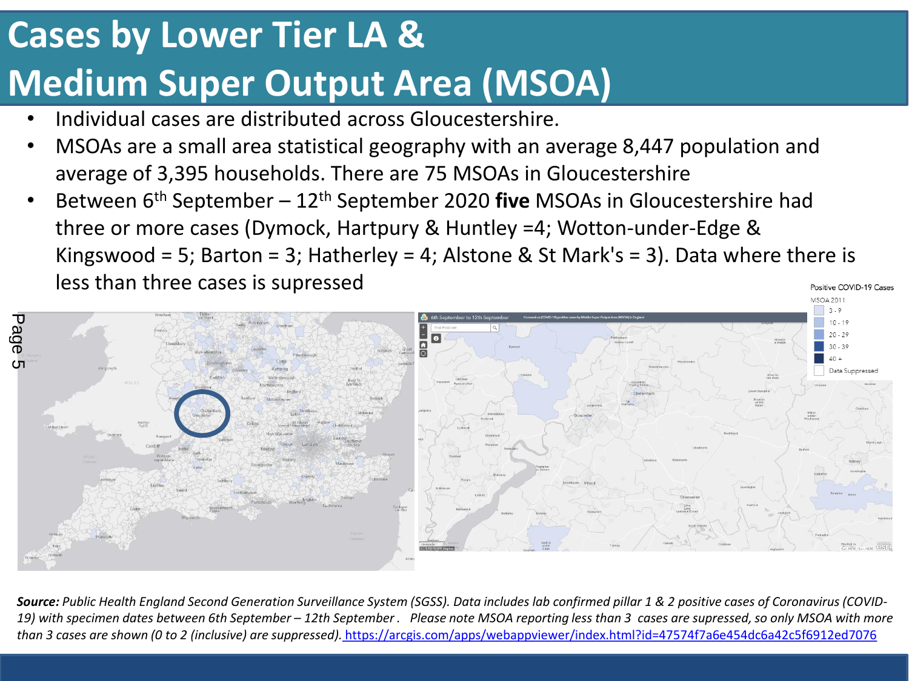# Cases by Lower Tier LA & Medium Super Output Area (MSOA)

- Individual cases are distributed across Gloucestershire.
- MSOAs are a small area statistical geography with an average 8,447 population and average of 3,395 households. There are 75 MSOAs in Gloucestershire
- Between 6th September – 12th September 2020 **five** MSOAs in Gloucestershire had three or more cases (Dymock, Hartpury & Huntley =4; Wotton-under-Edge & Kingswood = 5; Barton = 3; Hatherley = 4; Alstone & St Mark's = 3). Data where there is less than three cases is supressed

Positive COVID-19 Cases

MSOA 2011

- 3 - 9
- 10 - 19
- 20 - 29
- 30 - 39
- 40 +
- Data Suppressed

***Source:*** *Public Health England Second Generation Surveillance System (SGSS). Data includes lab confirmed pillar 1 & 2 positive cases of Coronavirus (COVID-19) with specimen dates between 6th September – 12th September . Please note MSOA reporting less than 3 cases are supressed, so only MSOA with more than 3 cases are shown (0 to 2 (inclusive) are suppressed).* https://arcgis.com/apps/webappviewer/index.html?id=47574f7a6e454dc6a42c5f6912ed7076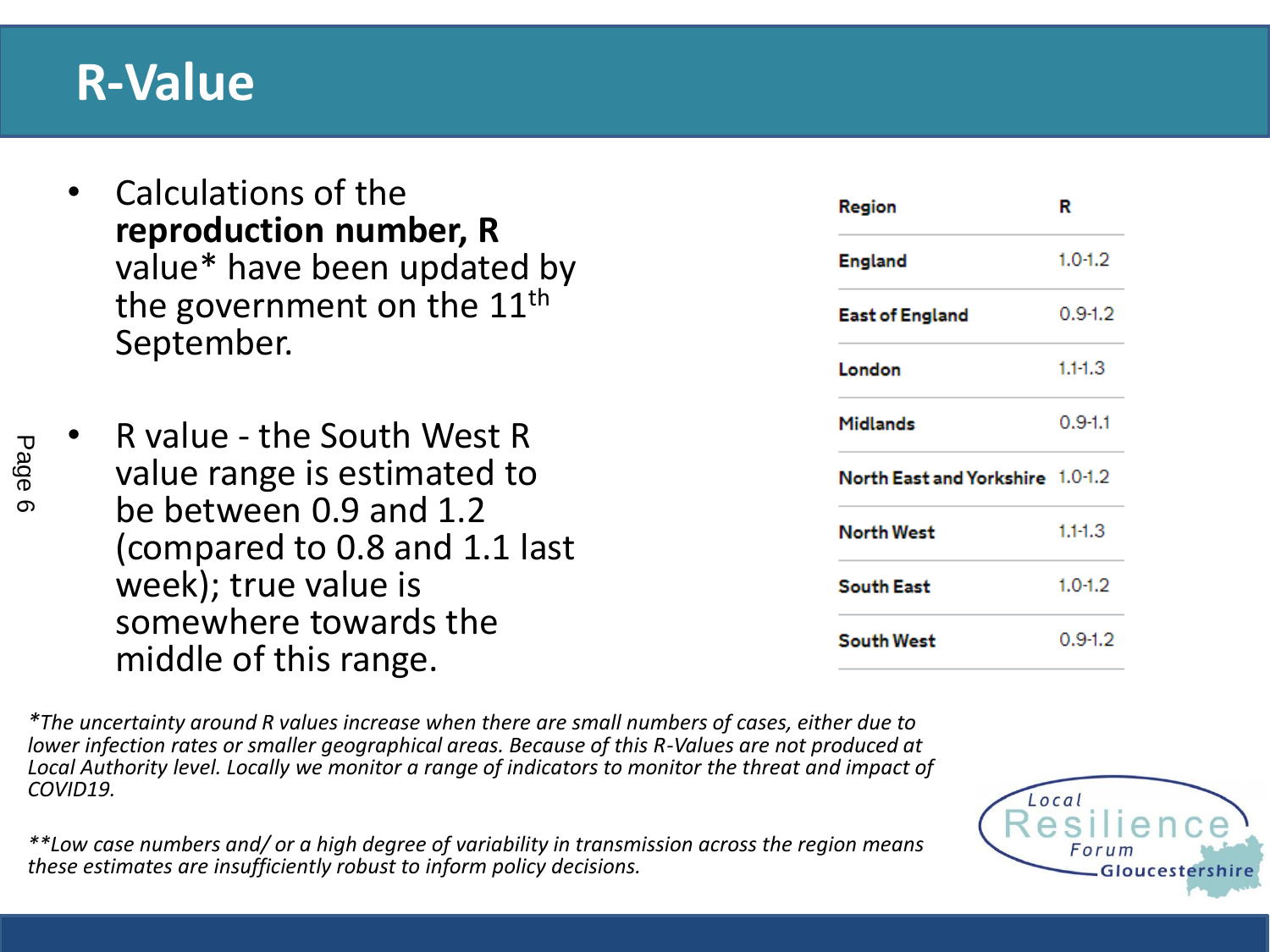# R-Value

- Calculations of the **reproduction number, R** value* have been updated by the government on the 11th September.

- R value - the South West R value range is estimated to be between 0.9 and 1.2 (compared to 0.8 and 1.1 last week); true value is somewhere towards the middle of this range.

| Region | R |
| --- | --- |
| England | 1.0-1.2 |
| East of England | 0.9-1.2 |
| London | 1.1-1.3 |
| Midlands | 0.9-1.1 |
| North East and Yorkshire | 1.0-1.2 |
| North West | 1.1-1.3 |
| South East | 1.0-1.2 |
| South West | 0.9-1.2 |

*\*The uncertainty around R values increase when there are small numbers of cases, either due to lower infection rates or smaller geographical areas. Because of this R-Values are not produced at Local Authority level. Locally we monitor a range of indicators to monitor the threat and impact of COVID19.*

*\*\*Low case numbers and/ or a high degree of variability in transmission across the region means these estimates are insufficiently robust to inform policy decisions.*

Local Resilience Forum Gloucestershire